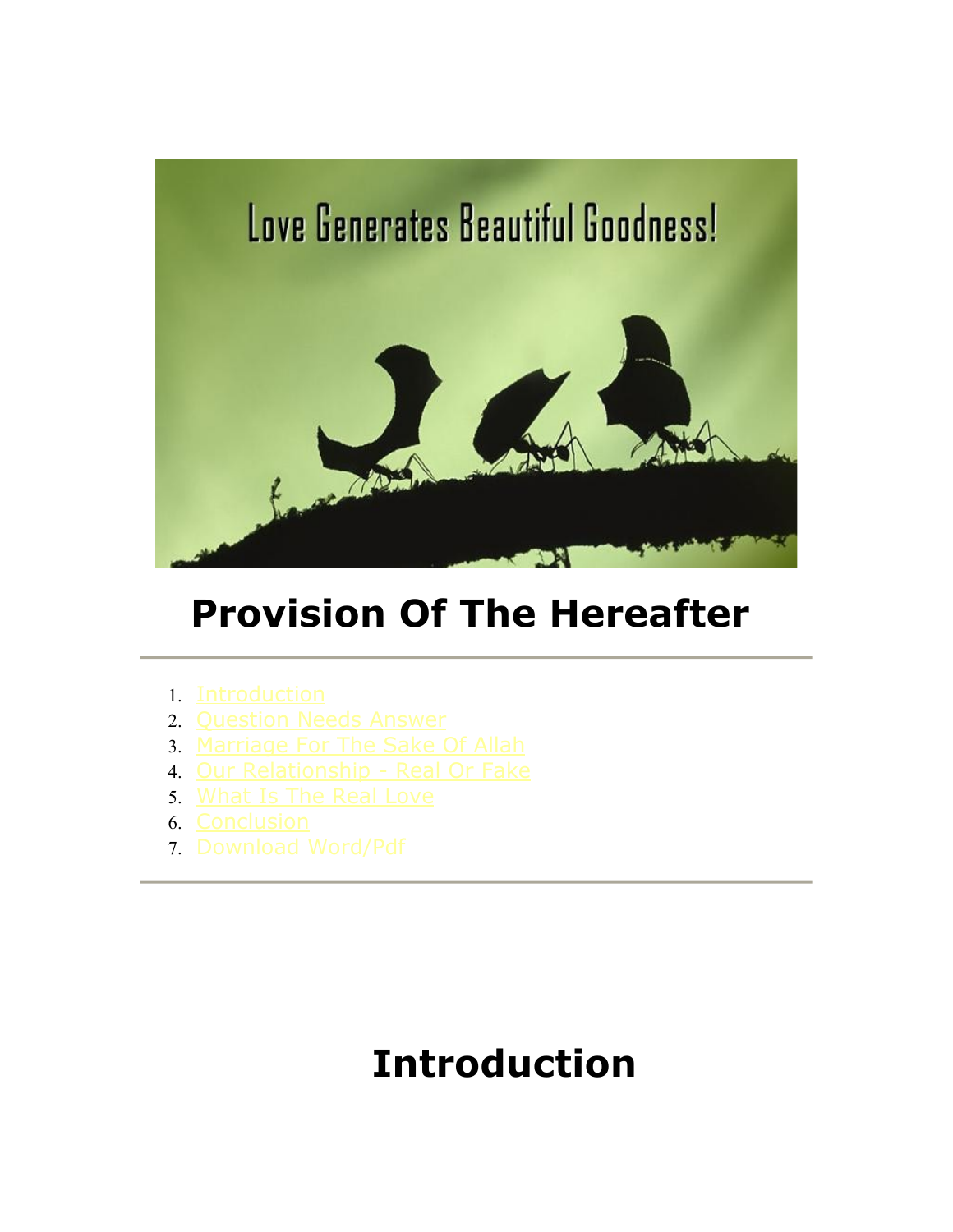# Provision Of The Hereafter

---

1. Introduction
2. Question Needs Answer
3. Marriage For The Sake Of Allah
4. Our Relationship - Real Or Fake
5. What Is The Real Love
6. Conclusion
7. Download Word/Pdf

---

## Introduction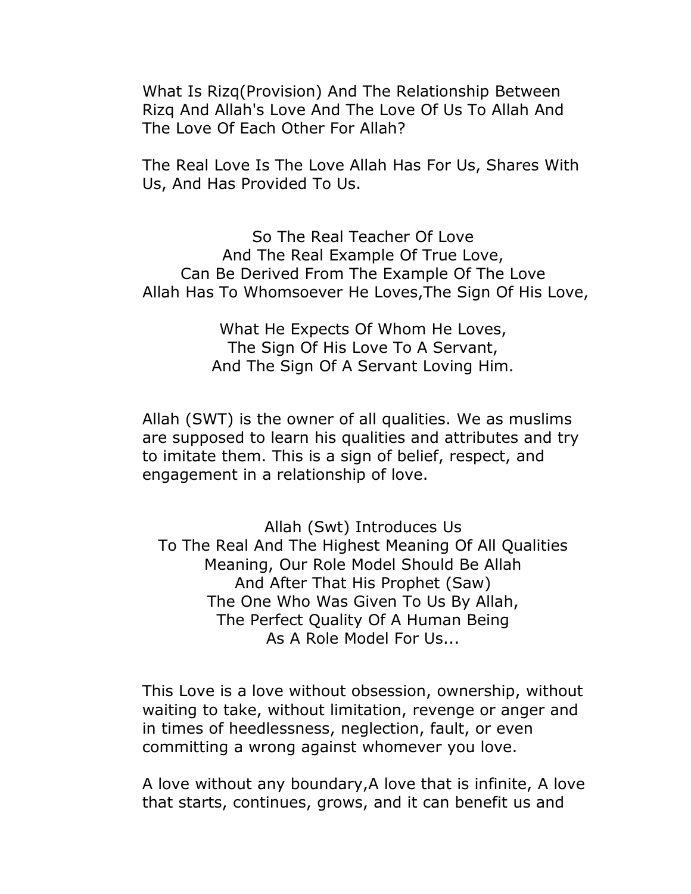What Is Rizq(Provision) And The Relationship Between Rizq And Allah's Love And The Love Of Us To Allah And The Love Of Each Other For Allah?

The Real Love Is The Love Allah Has For Us, Shares With Us, And Has Provided To Us.

So The Real Teacher Of Love
And The Real Example Of True Love,
Can Be Derived From The Example Of The Love
Allah Has To Whomsoever He Loves,The Sign Of His Love,

What He Expects Of Whom He Loves,
The Sign Of His Love To A Servant,
And The Sign Of A Servant Loving Him.

Allah (SWT) is the owner of all qualities. We as muslims are supposed to learn his qualities and attributes and try to imitate them. This is a sign of belief, respect, and engagement in a relationship of love.

Allah (Swt) Introduces Us
To The Real And The Highest Meaning Of All Qualities
Meaning, Our Role Model Should Be Allah
And After That His Prophet (Saw)
The One Who Was Given To Us By Allah,
The Perfect Quality Of A Human Being
As A Role Model For Us...

This Love is a love without obsession, ownership, without waiting to take, without limitation, revenge or anger and in times of heedlessness, neglection, fault, or even committing a wrong against whomever you love.

A love without any boundary,A love that is infinite, A love that starts, continues, grows, and it can benefit us and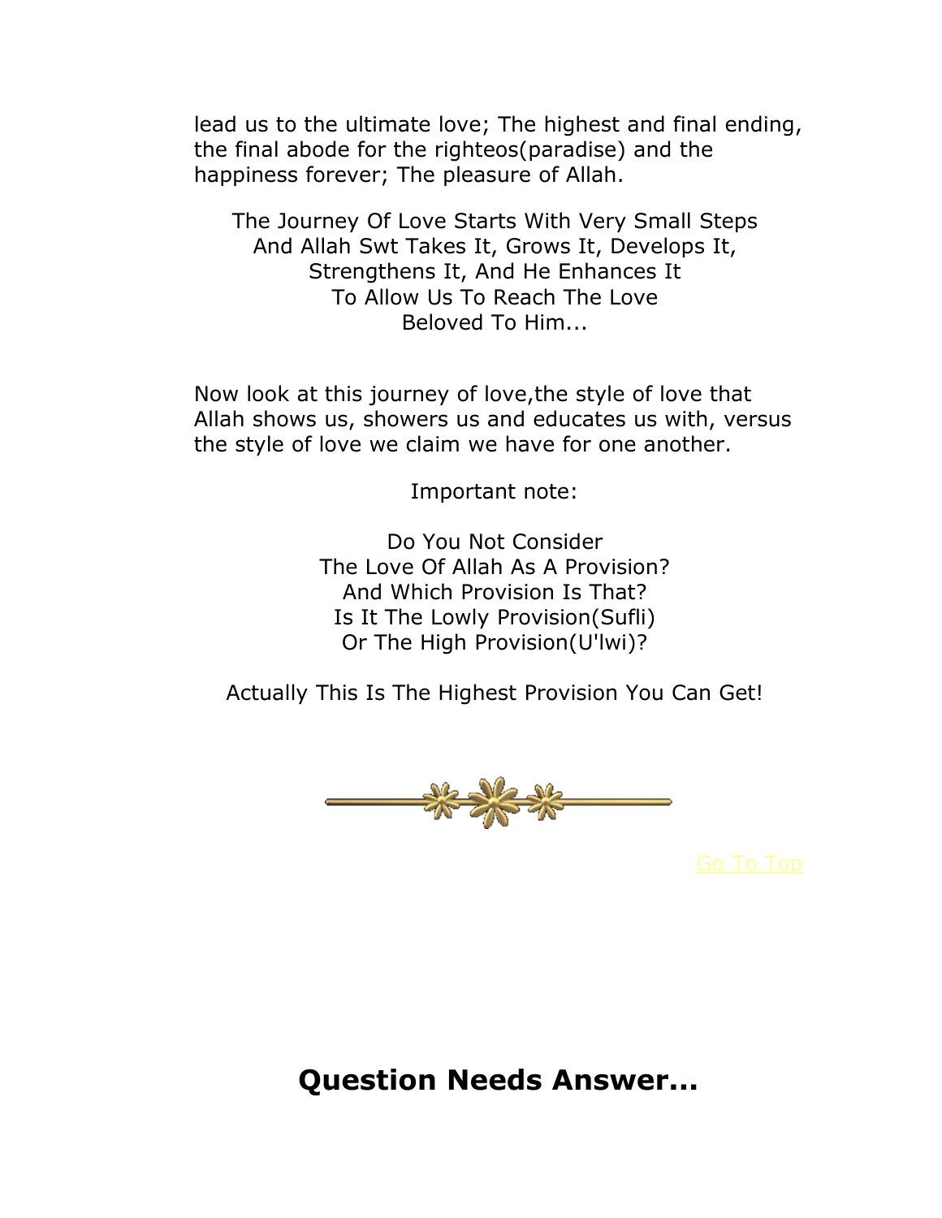lead us to the ultimate love; The highest and final ending, the final abode for the righteos(paradise) and the happiness forever; The pleasure of Allah.

The Journey Of Love Starts With Very Small Steps
And Allah Swt Takes It, Grows It, Develops It,
Strengthens It, And He Enhances It
To Allow Us To Reach The Love
Beloved To Him...

Now look at this journey of love,the style of love that Allah shows us, showers us and educates us with, versus the style of love we claim we have for one another.

Important note:

Do You Not Consider
The Love Of Allah As A Provision?
And Which Provision Is That?
Is It The Lowly Provision(Sufli)
Or The High Provision(U'lwi)?

Actually This Is The Highest Provision You Can Get!

Go To Top

## Question Needs Answer...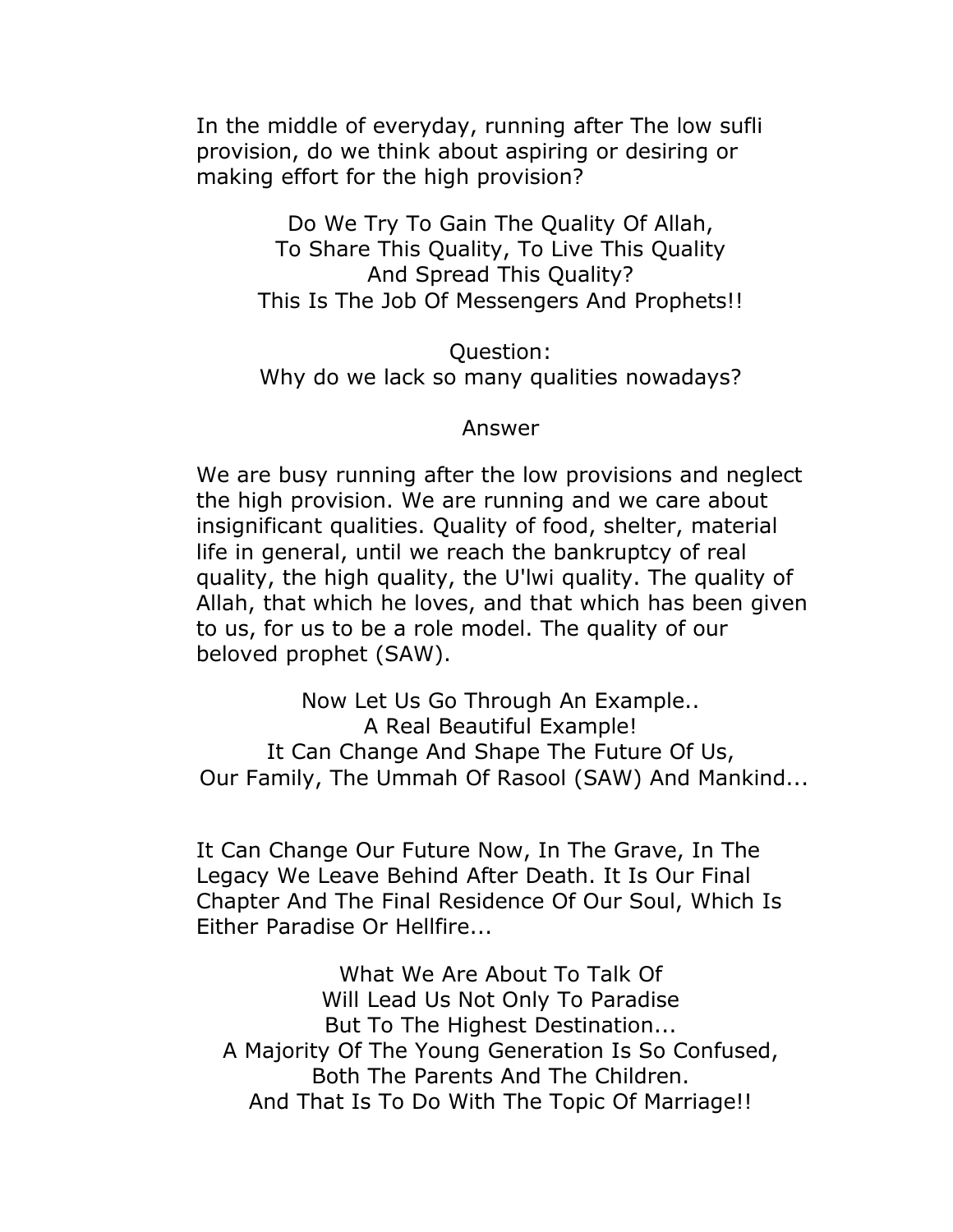In the middle of everyday, running after The low sufli provision, do we think about aspiring or desiring or making effort for the high provision?

Do We Try To Gain The Quality Of Allah,
To Share This Quality, To Live This Quality
And Spread This Quality?
This Is The Job Of Messengers And Prophets!!

Question:
Why do we lack so many qualities nowadays?

Answer

We are busy running after the low provisions and neglect the high provision. We are running and we care about insignificant qualities. Quality of food, shelter, material life in general, until we reach the bankruptcy of real quality, the high quality, the U'lwi quality. The quality of Allah, that which he loves, and that which has been given to us, for us to be a role model. The quality of our beloved prophet (SAW).

Now Let Us Go Through An Example..
A Real Beautiful Example!
It Can Change And Shape The Future Of Us,
Our Family, The Ummah Of Rasool (SAW) And Mankind...

It Can Change Our Future Now, In The Grave, In The Legacy We Leave Behind After Death. It Is Our Final Chapter And The Final Residence Of Our Soul, Which Is Either Paradise Or Hellfire...

What We Are About To Talk Of
Will Lead Us Not Only To Paradise
But To The Highest Destination...
A Majority Of The Young Generation Is So Confused,
Both The Parents And The Children.
And That Is To Do With The Topic Of Marriage!!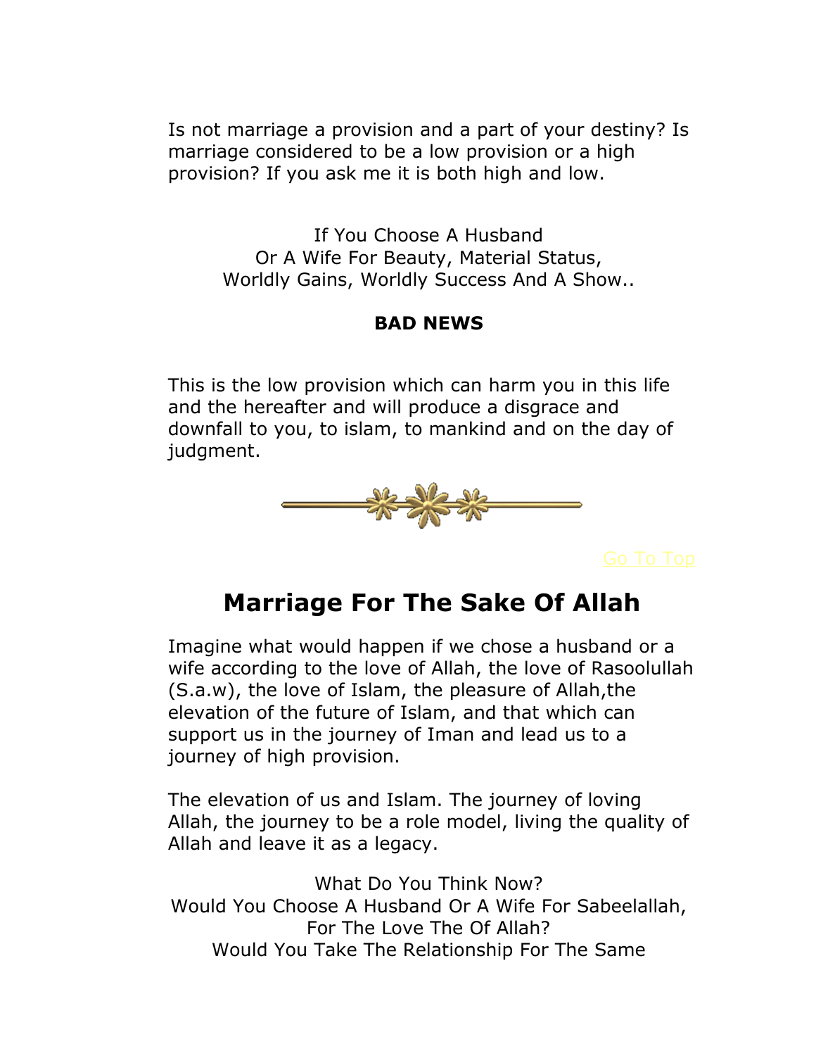Is not marriage a provision and a part of your destiny? Is marriage considered to be a low provision or a high provision? If you ask me it is both high and low.

If You Choose A Husband
Or A Wife For Beauty, Material Status,
Worldly Gains, Worldly Success And A Show..

**BAD NEWS**

This is the low provision which can harm you in this life and the hereafter and will produce a disgrace and downfall to you, to islam, to mankind and on the day of judgment.

Go To Top

## Marriage For The Sake Of Allah

Imagine what would happen if we chose a husband or a wife according to the love of Allah, the love of Rasoolullah (S.a.w), the love of Islam, the pleasure of Allah,the elevation of the future of Islam, and that which can support us in the journey of Iman and lead us to a journey of high provision.

The elevation of us and Islam. The journey of loving Allah, the journey to be a role model, living the quality of Allah and leave it as a legacy.

What Do You Think Now?
Would You Choose A Husband Or A Wife For Sabeelallah,
For The Love The Of Allah?
Would You Take The Relationship For The Same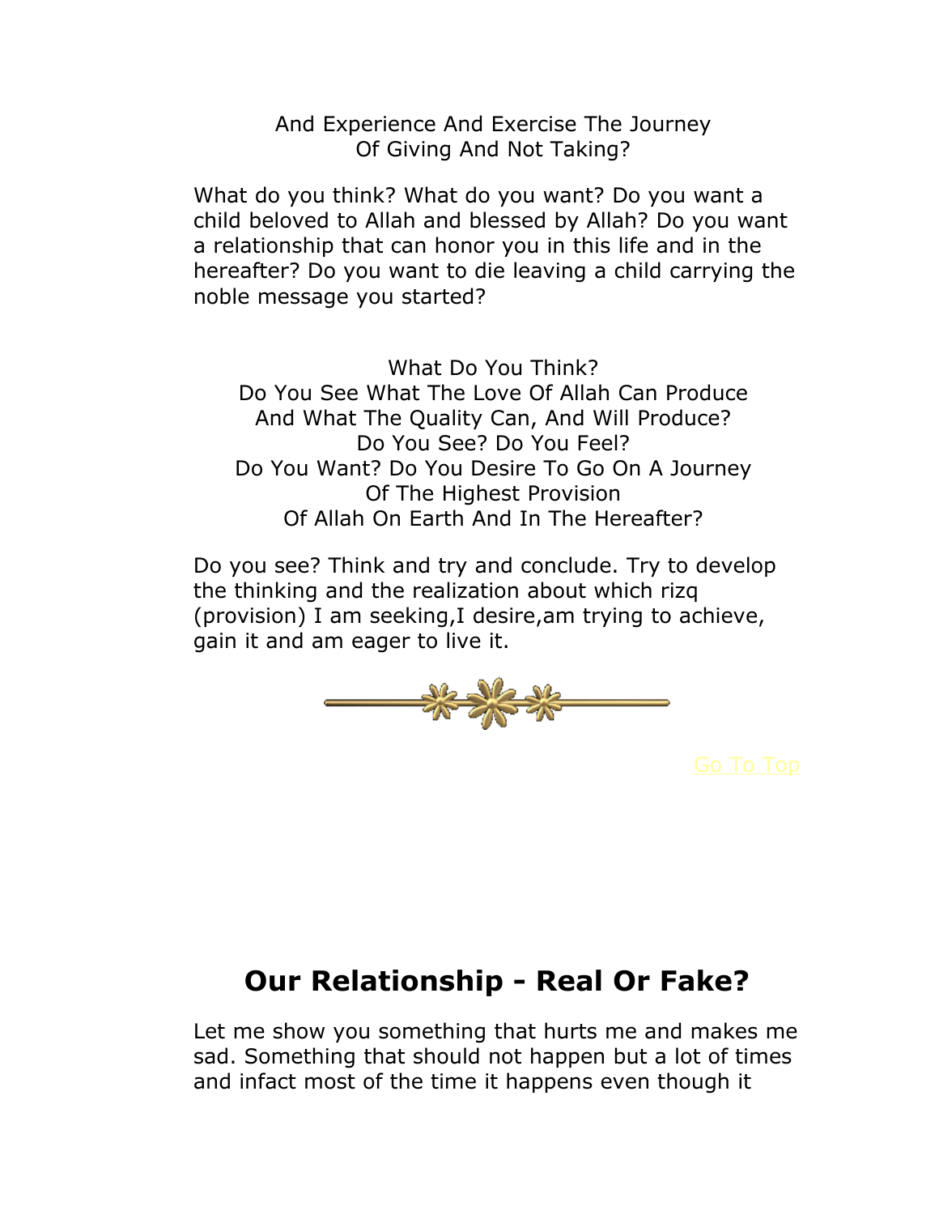And Experience And Exercise The Journey
Of Giving And Not Taking?

What do you think? What do you want? Do you want a child beloved to Allah and blessed by Allah? Do you want a relationship that can honor you in this life and in the hereafter? Do you want to die leaving a child carrying the noble message you started?

What Do You Think?
Do You See What The Love Of Allah Can Produce
And What The Quality Can, And Will Produce?
Do You See? Do You Feel?
Do You Want? Do You Desire To Go On A Journey
Of The Highest Provision
Of Allah On Earth And In The Hereafter?

Do you see? Think and try and conclude. Try to develop the thinking and the realization about which rizq (provision) I am seeking,I desire,am trying to achieve, gain it and am eager to live it.

Go To Top

## Our Relationship - Real Or Fake?

Let me show you something that hurts me and makes me sad. Something that should not happen but a lot of times and infact most of the time it happens even though it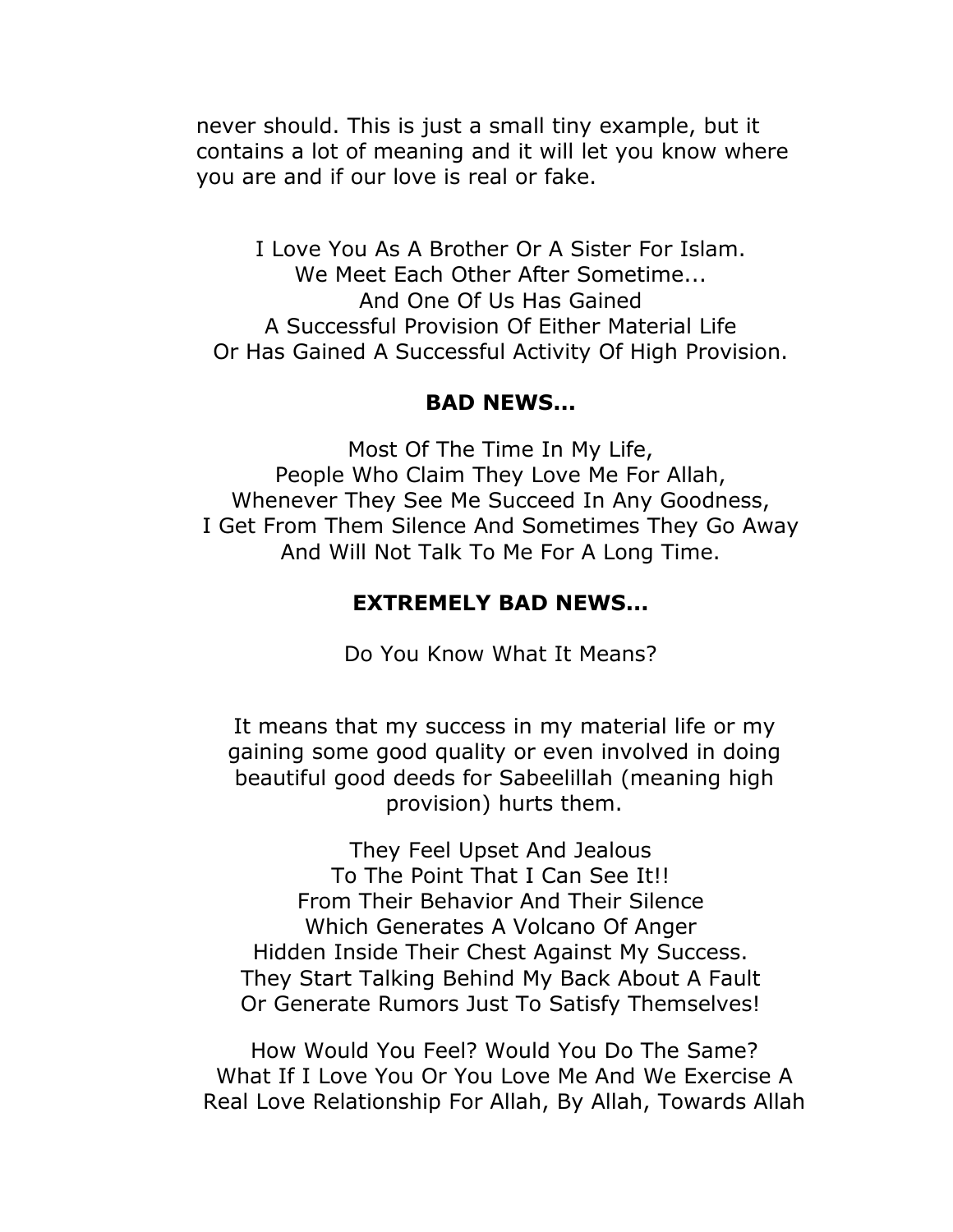never should. This is just a small tiny example, but it contains a lot of meaning and it will let you know where you are and if our love is real or fake.

I Love You As A Brother Or A Sister For Islam.
We Meet Each Other After Sometime...
And One Of Us Has Gained
A Successful Provision Of Either Material Life
Or Has Gained A Successful Activity Of High Provision.

**BAD NEWS...**

Most Of The Time In My Life,
People Who Claim They Love Me For Allah,
Whenever They See Me Succeed In Any Goodness,
I Get From Them Silence And Sometimes They Go Away
And Will Not Talk To Me For A Long Time.

**EXTREMELY BAD NEWS...**

Do You Know What It Means?

It means that my success in my material life or my gaining some good quality or even involved in doing beautiful good deeds for Sabeelillah (meaning high provision) hurts them.

They Feel Upset And Jealous
To The Point That I Can See It!!
From Their Behavior And Their Silence
Which Generates A Volcano Of Anger
Hidden Inside Their Chest Against My Success.
They Start Talking Behind My Back About A Fault
Or Generate Rumors Just To Satisfy Themselves!

How Would You Feel? Would You Do The Same?
What If I Love You Or You Love Me And We Exercise A
Real Love Relationship For Allah, By Allah, Towards Allah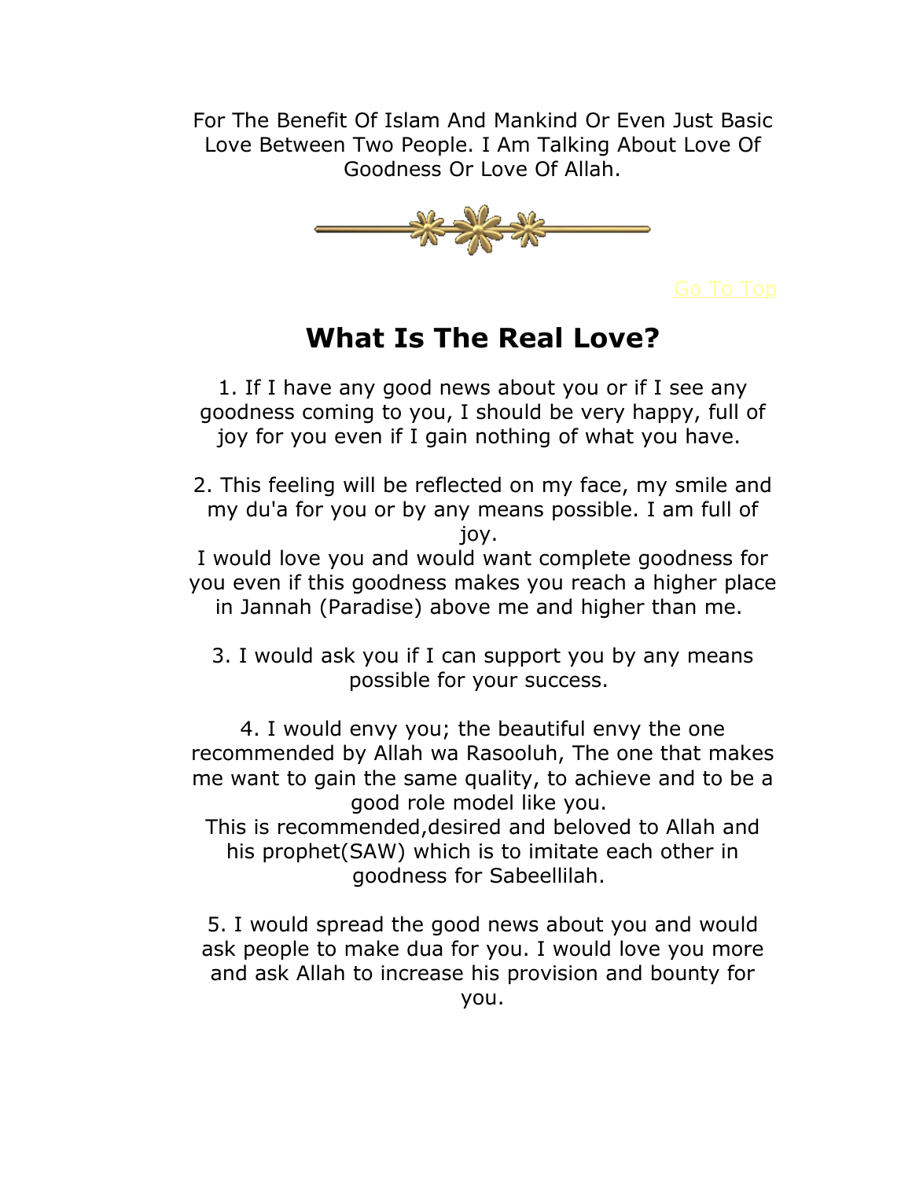For The Benefit Of Islam And Mankind Or Even Just Basic Love Between Two People. I Am Talking About Love Of Goodness Or Love Of Allah.

Go To Top

## What Is The Real Love?

1. If I have any good news about you or if I see any goodness coming to you, I should be very happy, full of joy for you even if I gain nothing of what you have.

2. This feeling will be reflected on my face, my smile and my du'a for you or by any means possible. I am full of joy.
I would love you and would want complete goodness for you even if this goodness makes you reach a higher place in Jannah (Paradise) above me and higher than me.

3. I would ask you if I can support you by any means possible for your success.

4. I would envy you; the beautiful envy the one recommended by Allah wa Rasooluh, The one that makes me want to gain the same quality, to achieve and to be a good role model like you.
This is recommended,desired and beloved to Allah and his prophet(SAW) which is to imitate each other in goodness for Sabeellilah.

5. I would spread the good news about you and would ask people to make dua for you. I would love you more and ask Allah to increase his provision and bounty for you.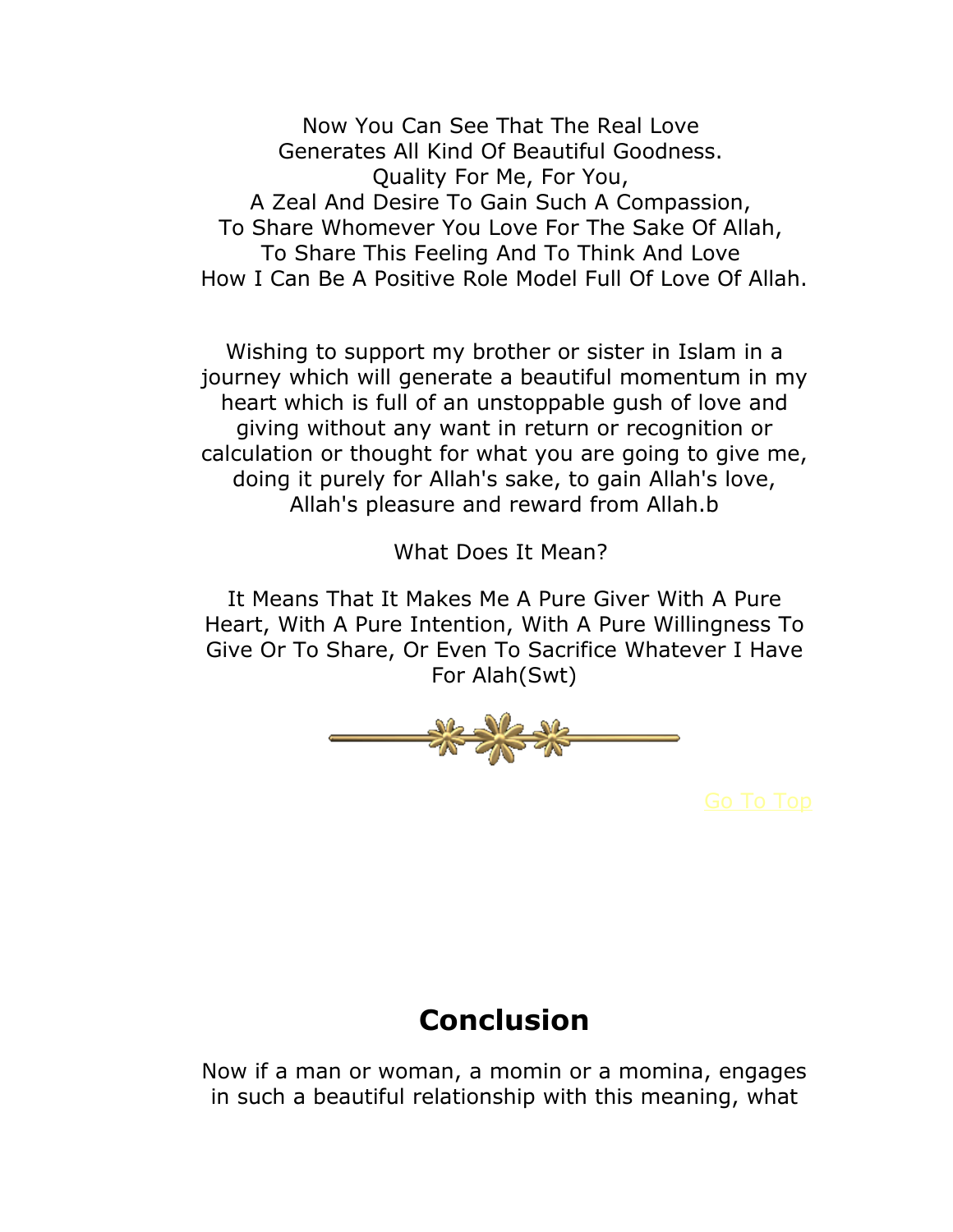Now You Can See That The Real Love
Generates All Kind Of Beautiful Goodness.
Quality For Me, For You,
A Zeal And Desire To Gain Such A Compassion,
To Share Whomever You Love For The Sake Of Allah,
To Share This Feeling And To Think And Love
How I Can Be A Positive Role Model Full Of Love Of Allah.

Wishing to support my brother or sister in Islam in a journey which will generate a beautiful momentum in my heart which is full of an unstoppable gush of love and giving without any want in return or recognition or calculation or thought for what you are going to give me, doing it purely for Allah's sake, to gain Allah's love, Allah's pleasure and reward from Allah.b

What Does It Mean?

It Means That It Makes Me A Pure Giver With A Pure Heart, With A Pure Intention, With A Pure Willingness To Give Or To Share, Or Even To Sacrifice Whatever I Have For Alah(Swt)

Go To Top

## Conclusion

Now if a man or woman, a momin or a momina, engages in such a beautiful relationship with this meaning, what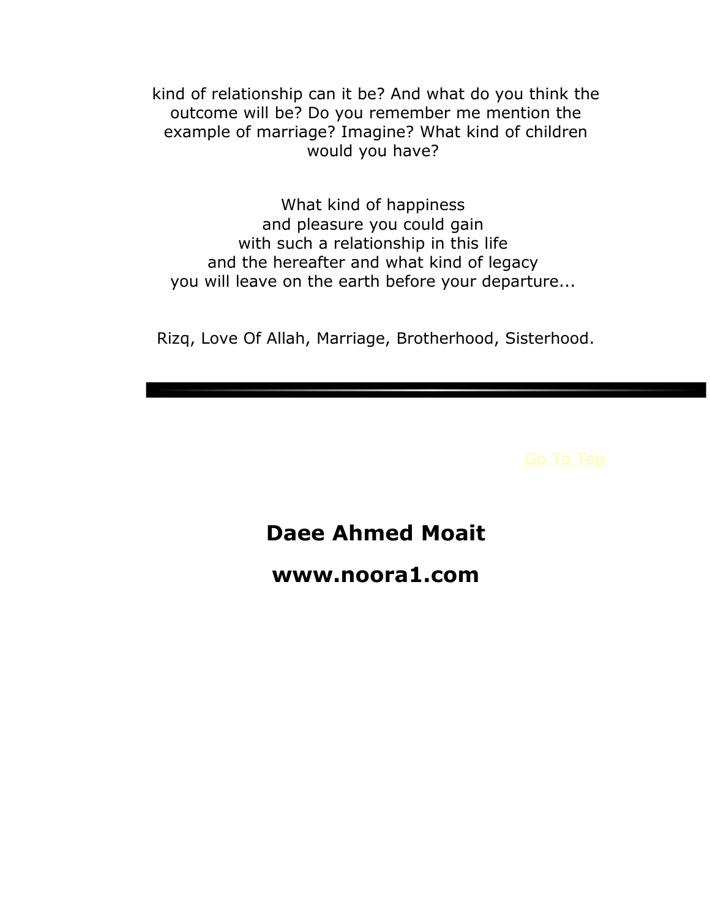kind of relationship can it be? And what do you think the outcome will be? Do you remember me mention the example of marriage? Imagine? What kind of children would you have?

What kind of happiness
and pleasure you could gain
with such a relationship in this life
and the hereafter and what kind of legacy
you will leave on the earth before your departure...

Rizq, Love Of Allah, Marriage, Brotherhood, Sisterhood.

---

Go To Top

**Daee Ahmed Moait**

**www.noora1.com**